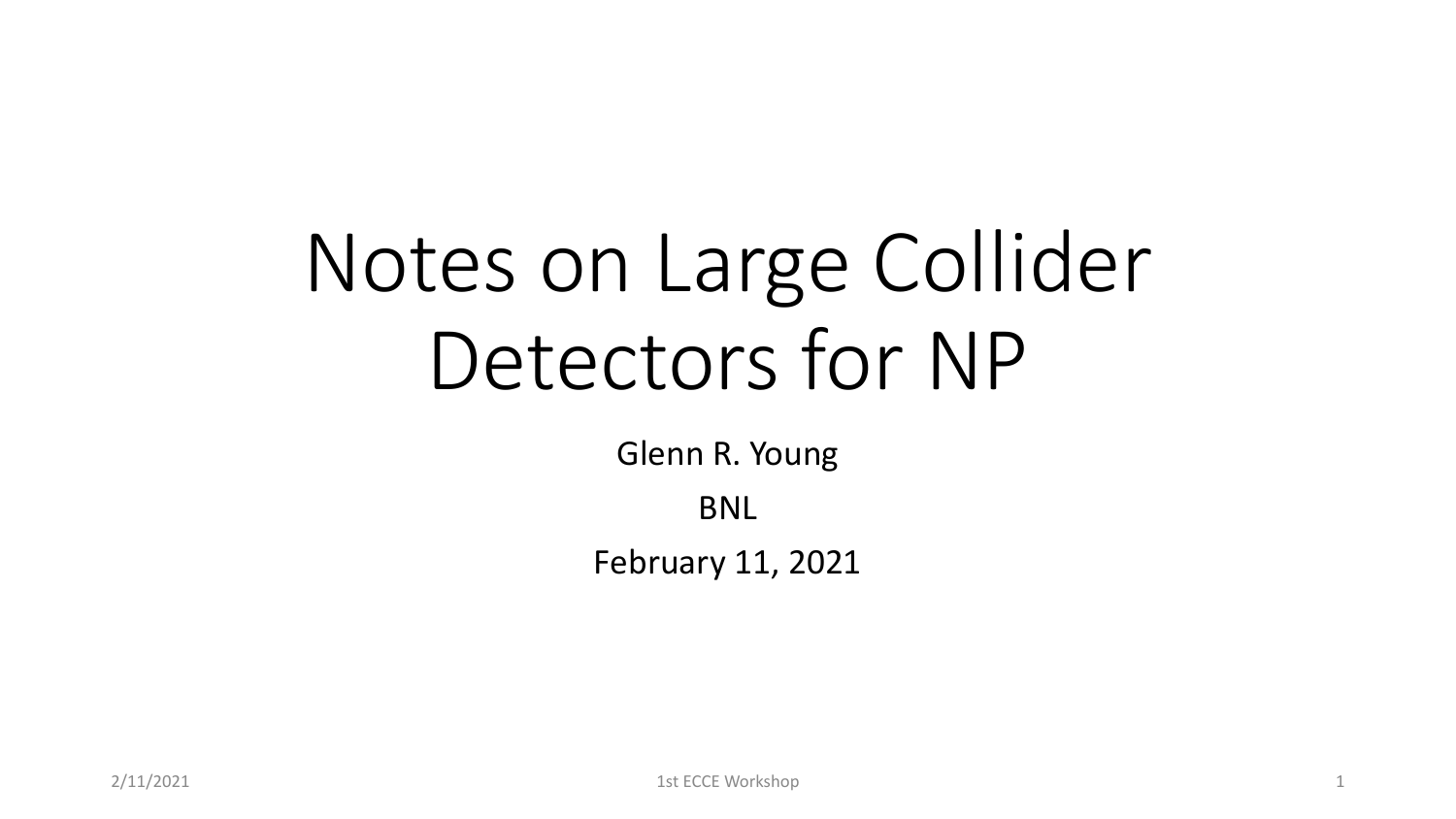# Notes on Large Collider Detectors for NP

Glenn R. Young

BNL

February 11, 2021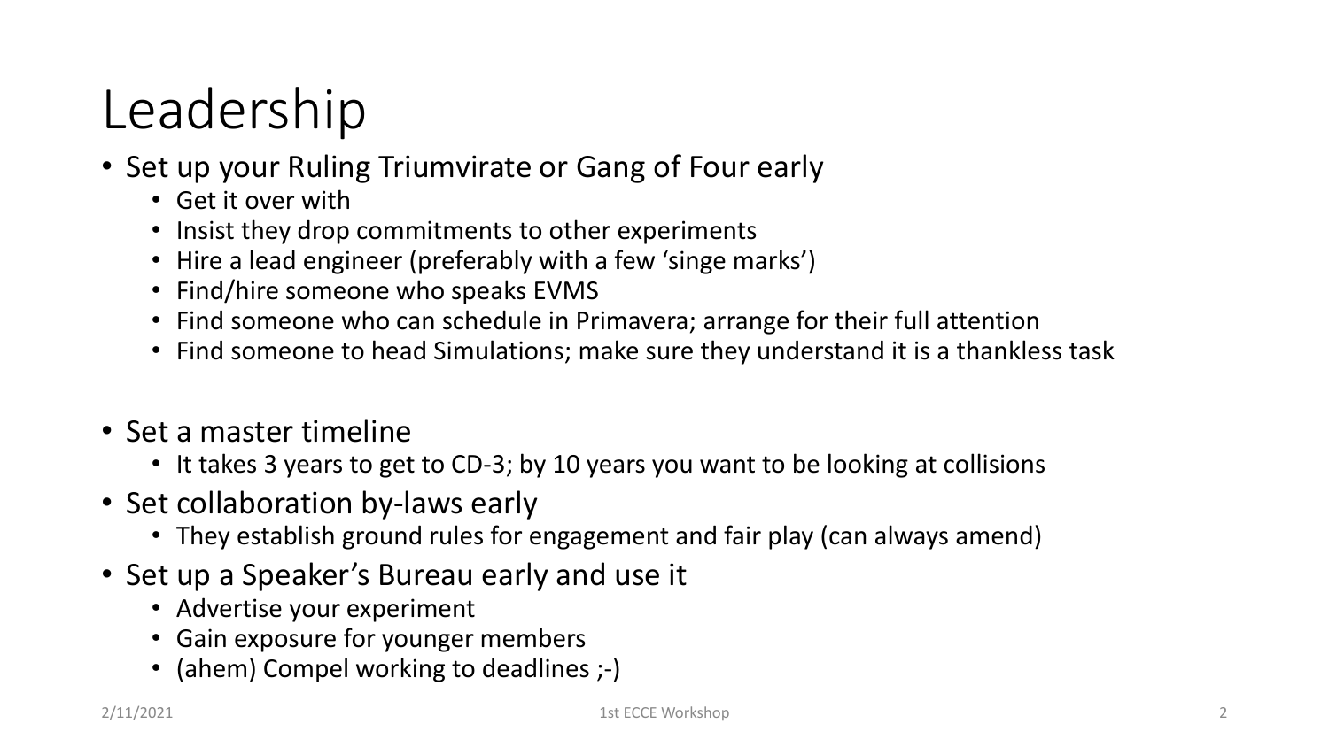# Leadership

- Set up your Ruling Triumvirate or Gang of Four early
  - Get it over with
  - Insist they drop commitments to other experiments
  - Hire a lead engineer (preferably with a few 'singe marks')
  - Find/hire someone who speaks EVMS
  - Find someone who can schedule in Primavera; arrange for their full attention
  - Find someone to head Simulations; make sure they understand it is a thankless task

- Set a master timeline
  - It takes 3 years to get to CD-3; by 10 years you want to be looking at collisions
- Set collaboration by-laws early
  - They establish ground rules for engagement and fair play (can always amend)
- Set up a Speaker's Bureau early and use it
  - Advertise your experiment
  - Gain exposure for younger members
  - (ahem) Compel working to deadlines ;-)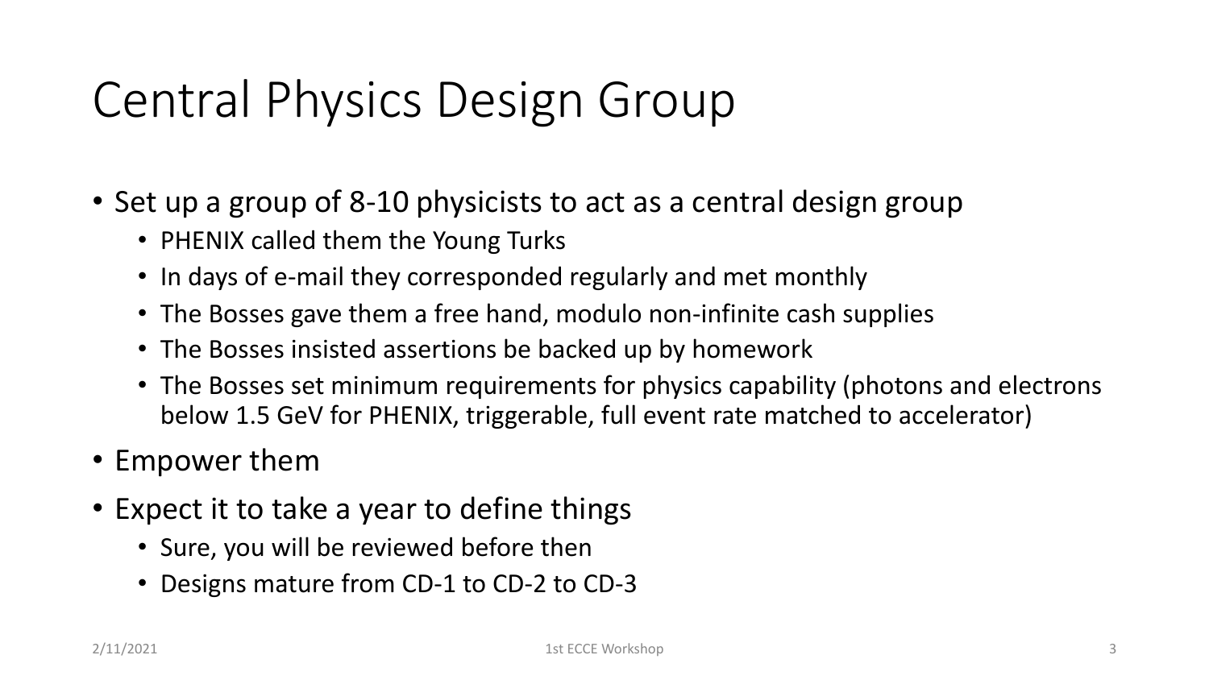# Central Physics Design Group

- Set up a group of 8-10 physicists to act as a central design group
  - PHENIX called them the Young Turks
  - In days of e-mail they corresponded regularly and met monthly
  - The Bosses gave them a free hand, modulo non-infinite cash supplies
  - The Bosses insisted assertions be backed up by homework
  - The Bosses set minimum requirements for physics capability (photons and electrons below 1.5 GeV for PHENIX, triggerable, full event rate matched to accelerator)
- Empower them
- Expect it to take a year to define things
  - Sure, you will be reviewed before then
  - Designs mature from CD-1 to CD-2 to CD-3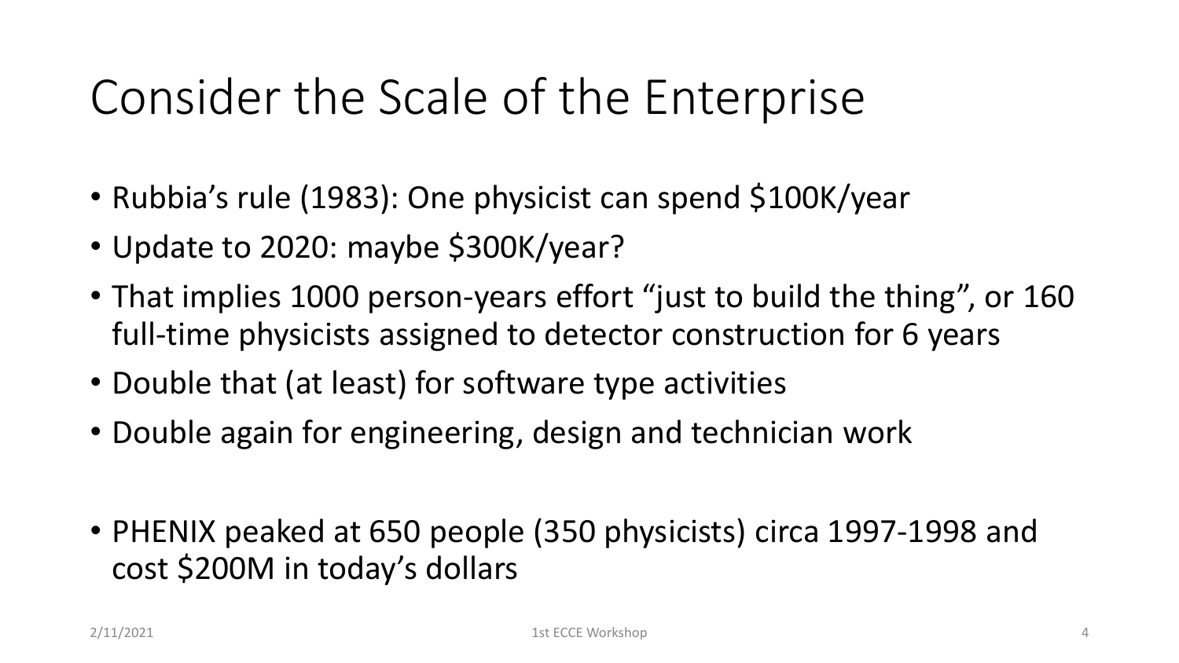# Consider the Scale of the Enterprise

- Rubbia's rule (1983): One physicist can spend $100K/year
- Update to 2020: maybe $300K/year?
- That implies 1000 person-years effort "just to build the thing", or 160 full-time physicists assigned to detector construction for 6 years
- Double that (at least) for software type activities
- Double again for engineering, design and technician work

- PHENIX peaked at 650 people (350 physicists) circa 1997-1998 and cost $200M in today's dollars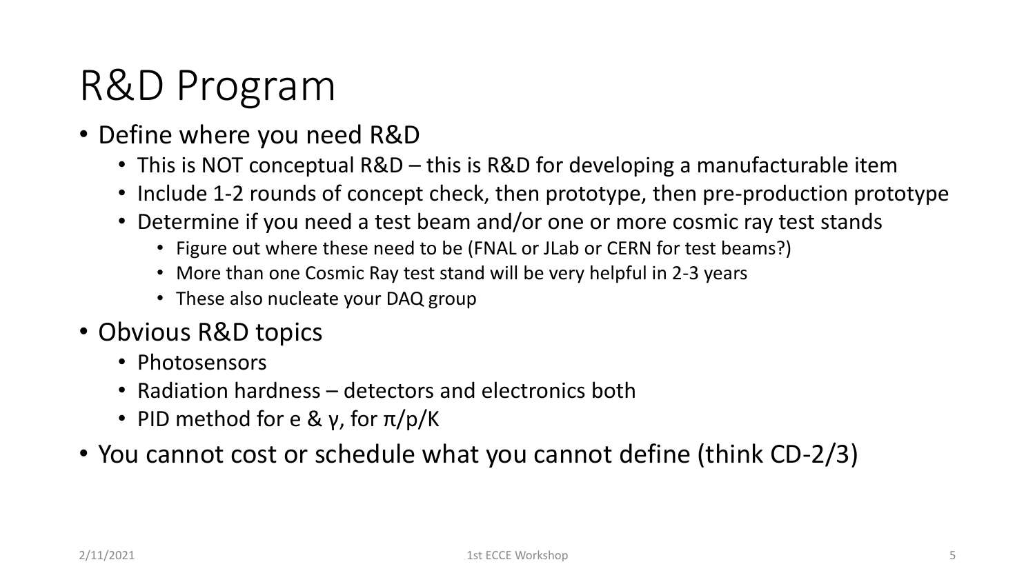# R&D Program

- Define where you need R&D
  - This is NOT conceptual R&D – this is R&D for developing a manufacturable item
  - Include 1-2 rounds of concept check, then prototype, then pre-production prototype
  - Determine if you need a test beam and/or one or more cosmic ray test stands
    - Figure out where these need to be (FNAL or JLab or CERN for test beams?)
    - More than one Cosmic Ray test stand will be very helpful in 2-3 years
    - These also nucleate your DAQ group
- Obvious R&D topics
  - Photosensors
  - Radiation hardness – detectors and electronics both
  - PID method for e & $\gamma$, for $\pi$/p/K
- You cannot cost or schedule what you cannot define (think CD-2/3)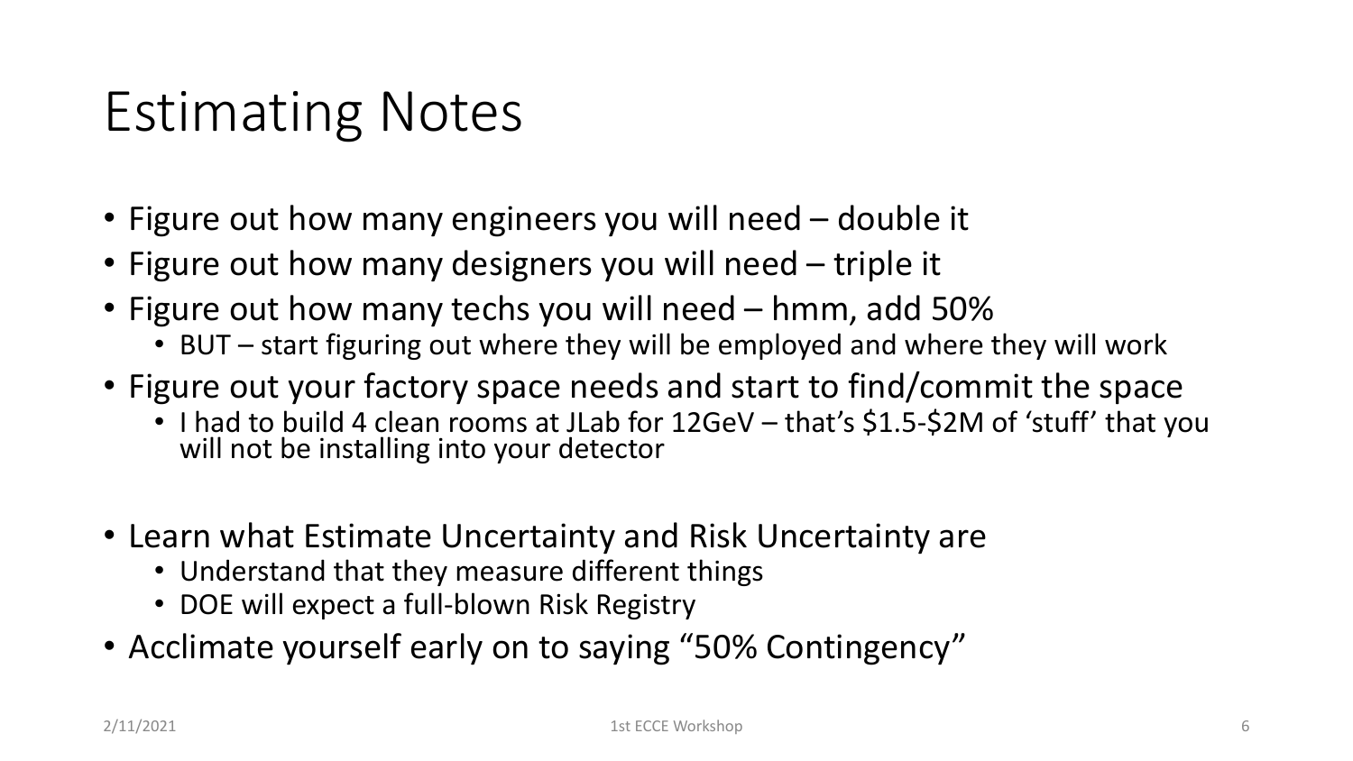# Estimating Notes

- Figure out how many engineers you will need – double it
- Figure out how many designers you will need – triple it
- Figure out how many techs you will need – hmm, add 50%
  - BUT – start figuring out where they will be employed and where they will work
- Figure out your factory space needs and start to find/commit the space
  - I had to build 4 clean rooms at JLab for 12GeV – that's $1.5-$2M of 'stuff' that you will not be installing into your detector
- Learn what Estimate Uncertainty and Risk Uncertainty are
  - Understand that they measure different things
  - DOE will expect a full-blown Risk Registry
- Acclimate yourself early on to saying "50% Contingency"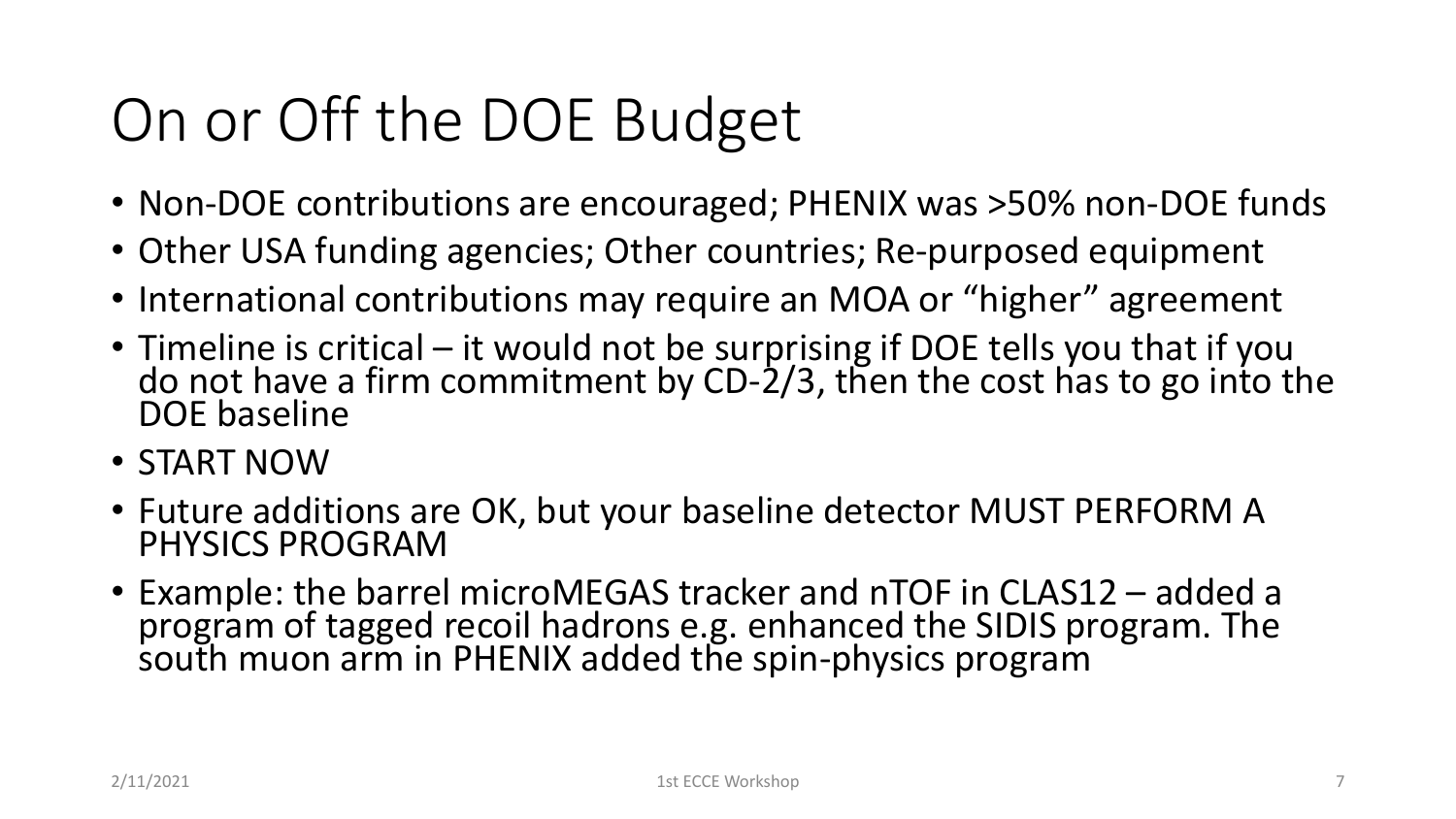# On or Off the DOE Budget

- Non-DOE contributions are encouraged; PHENIX was >50% non-DOE funds
- Other USA funding agencies; Other countries; Re-purposed equipment
- International contributions may require an MOA or "higher" agreement
- Timeline is critical – it would not be surprising if DOE tells you that if you do not have a firm commitment by CD-2/3, then the cost has to go into the DOE baseline
- START NOW
- Future additions are OK, but your baseline detector MUST PERFORM A PHYSICS PROGRAM
- Example: the barrel microMEGAS tracker and nTOF in CLAS12 – added a program of tagged recoil hadrons e.g. enhanced the SIDIS program. The south muon arm in PHENIX added the spin-physics program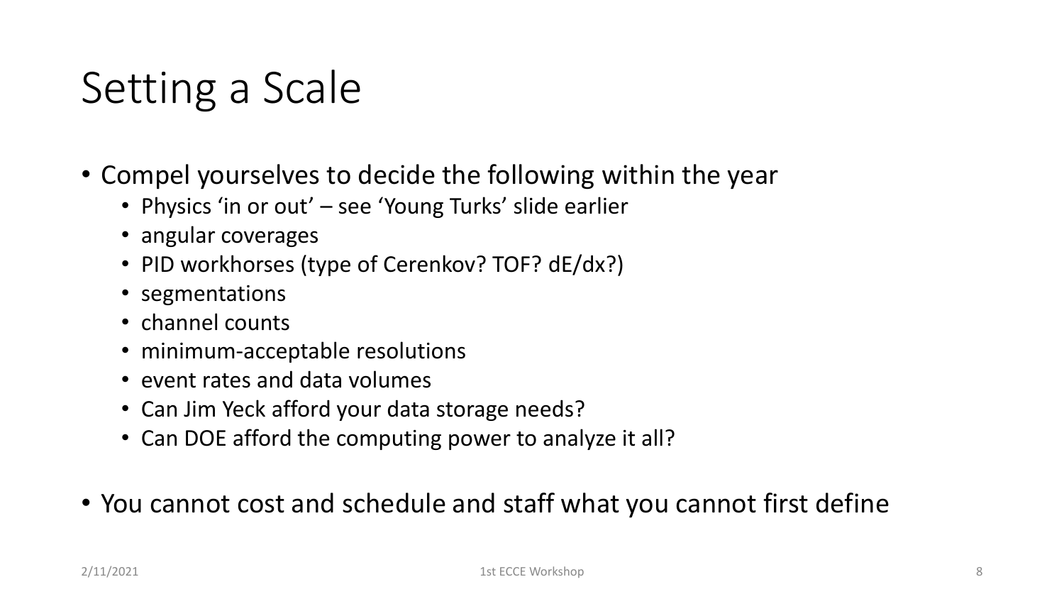# Setting a Scale

- Compel yourselves to decide the following within the year
  - Physics 'in or out' – see 'Young Turks' slide earlier
  - angular coverages
  - PID workhorses (type of Cerenkov? TOF? dE/dx?)
  - segmentations
  - channel counts
  - minimum-acceptable resolutions
  - event rates and data volumes
  - Can Jim Yeck afford your data storage needs?
  - Can DOE afford the computing power to analyze it all?
- You cannot cost and schedule and staff what you cannot first define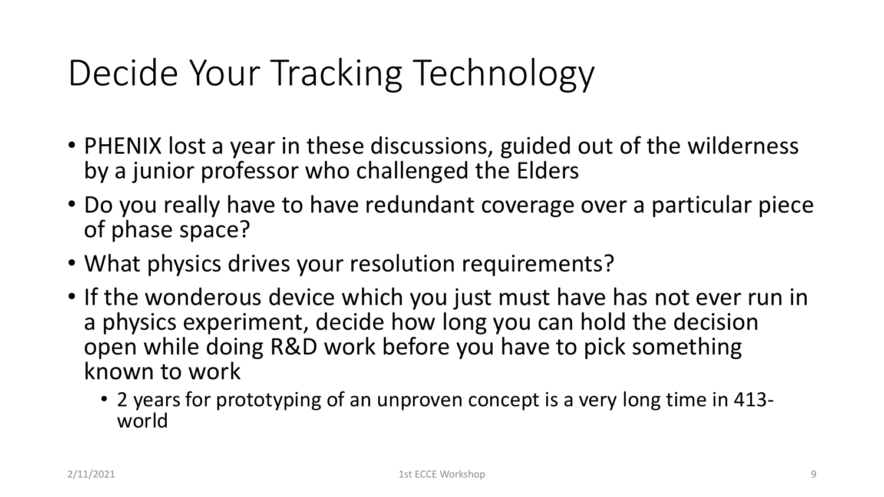# Decide Your Tracking Technology

- PHENIX lost a year in these discussions, guided out of the wilderness by a junior professor who challenged the Elders
- Do you really have to have redundant coverage over a particular piece of phase space?
- What physics drives your resolution requirements?
- If the wonderous device which you just must have has not ever run in a physics experiment, decide how long you can hold the decision open while doing R&D work before you have to pick something known to work
  - 2 years for prototyping of an unproven concept is a very long time in 413-world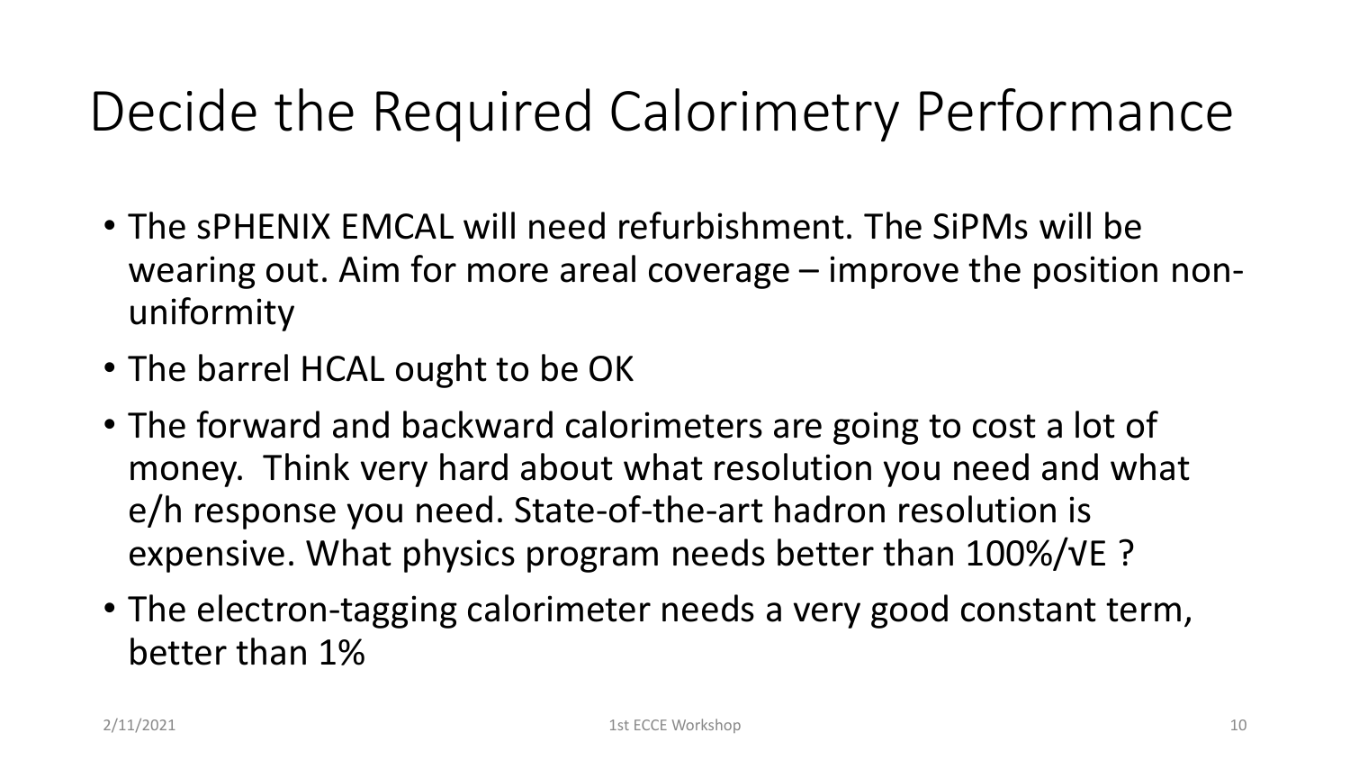# Decide the Required Calorimetry Performance

- The sPHENIX EMCAL will need refurbishment. The SiPMs will be wearing out. Aim for more areal coverage – improve the position non-uniformity
- The barrel HCAL ought to be OK
- The forward and backward calorimeters are going to cost a lot of money. Think very hard about what resolution you need and what e/h response you need. State-of-the-art hadron resolution is expensive. What physics program needs better than $100\%/\sqrt{E}$ ?
- The electron-tagging calorimeter needs a very good constant term, better than 1%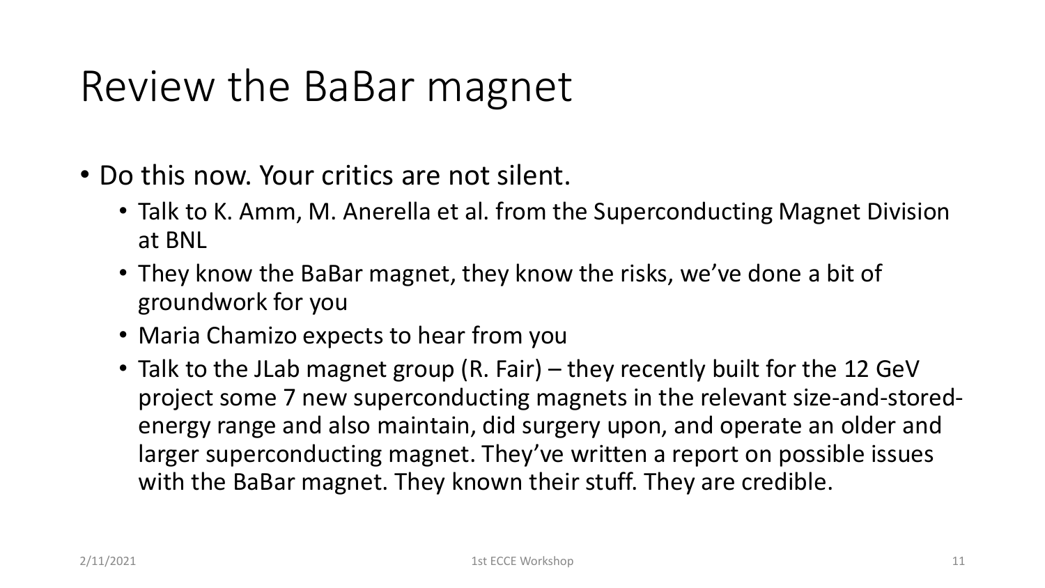# Review the BaBar magnet

- Do this now. Your critics are not silent.
  - Talk to K. Amm, M. Anerella et al. from the Superconducting Magnet Division at BNL
  - They know the BaBar magnet, they know the risks, we've done a bit of groundwork for you
  - Maria Chamizo expects to hear from you
  - Talk to the JLab magnet group (R. Fair) – they recently built for the 12 GeV project some 7 new superconducting magnets in the relevant size-and-stored-energy range and also maintain, did surgery upon, and operate an older and larger superconducting magnet. They've written a report on possible issues with the BaBar magnet. They known their stuff. They are credible.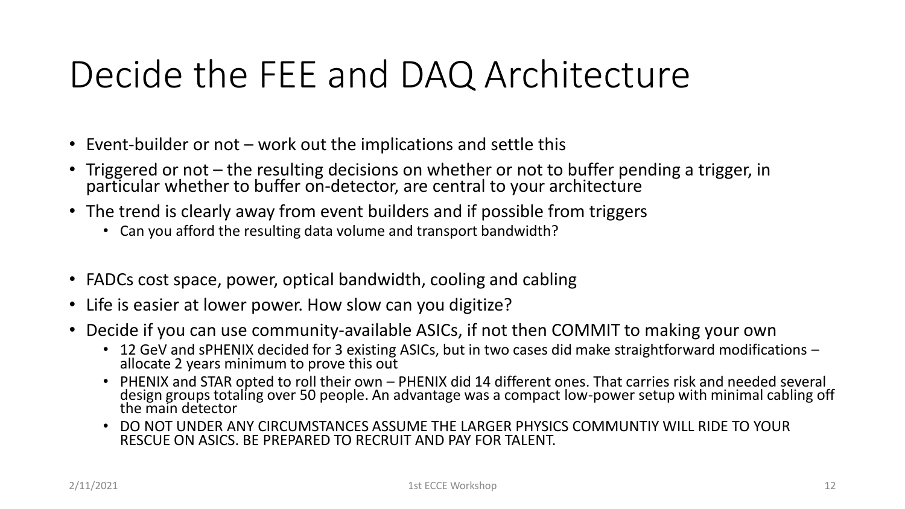# Decide the FEE and DAQ Architecture

- Event-builder or not – work out the implications and settle this
- Triggered or not – the resulting decisions on whether or not to buffer pending a trigger, in particular whether to buffer on-detector, are central to your architecture
- The trend is clearly away from event builders and if possible from triggers
  - Can you afford the resulting data volume and transport bandwidth?

- FADCs cost space, power, optical bandwidth, cooling and cabling
- Life is easier at lower power. How slow can you digitize?
- Decide if you can use community-available ASICs, if not then COMMIT to making your own
  - 12 GeV and sPHENIX decided for 3 existing ASICs, but in two cases did make straightforward modifications – allocate 2 years minimum to prove this out
  - PHENIX and STAR opted to roll their own – PHENIX did 14 different ones. That carries risk and needed several design groups totaling over 50 people. An advantage was a compact low-power setup with minimal cabling off the main detector
  - DO NOT UNDER ANY CIRCUMSTANCES ASSUME THE LARGER PHYSICS COMMUNTIY WILL RIDE TO YOUR RESCUE ON ASICS. BE PREPARED TO RECRUIT AND PAY FOR TALENT.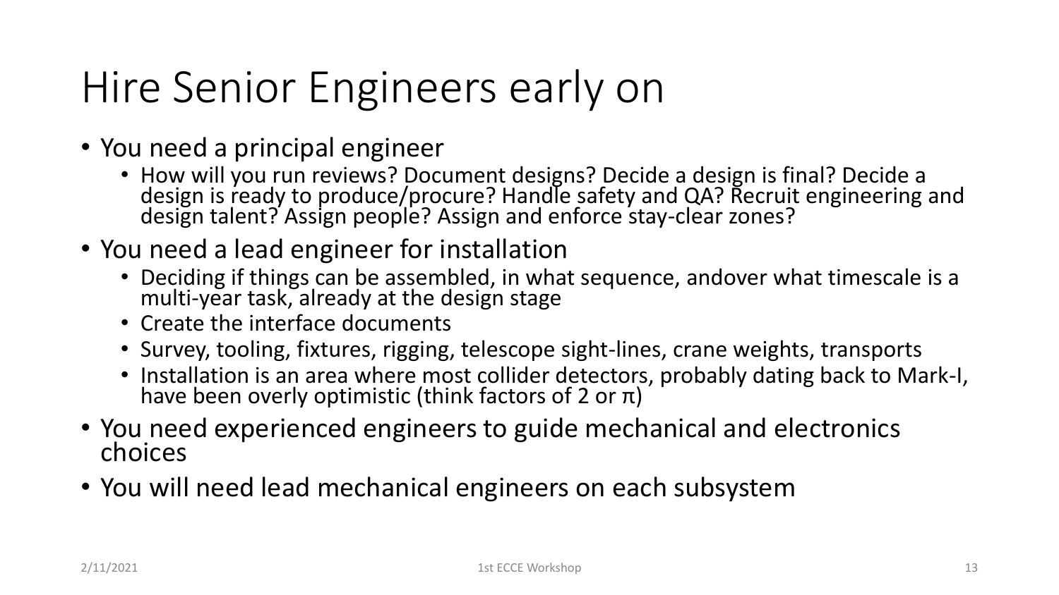# Hire Senior Engineers early on

- You need a principal engineer
  - How will you run reviews? Document designs? Decide a design is final? Decide a design is ready to produce/procure? Handle safety and QA? Recruit engineering and design talent? Assign people? Assign and enforce stay-clear zones?
- You need a lead engineer for installation
  - Deciding if things can be assembled, in what sequence, andover what timescale is a multi-year task, already at the design stage
  - Create the interface documents
  - Survey, tooling, fixtures, rigging, telescope sight-lines, crane weights, transports
  - Installation is an area where most collider detectors, probably dating back to Mark-I, have been overly optimistic (think factors of 2 or π)
- You need experienced engineers to guide mechanical and electronics choices
- You will need lead mechanical engineers on each subsystem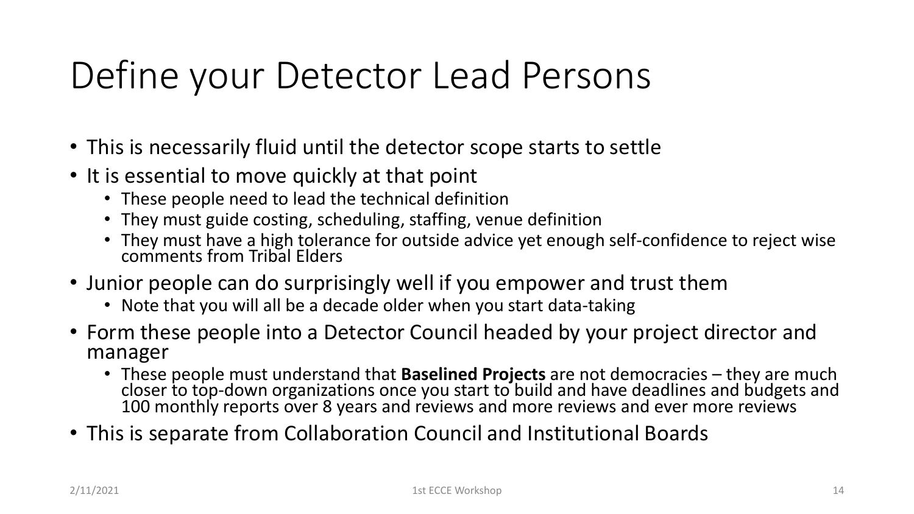# Define your Detector Lead Persons

- This is necessarily fluid until the detector scope starts to settle
- It is essential to move quickly at that point
  - These people need to lead the technical definition
  - They must guide costing, scheduling, staffing, venue definition
  - They must have a high tolerance for outside advice yet enough self-confidence to reject wise comments from Tribal Elders
- Junior people can do surprisingly well if you empower and trust them
  - Note that you will all be a decade older when you start data-taking
- Form these people into a Detector Council headed by your project director and manager
  - These people must understand that **Baselined Projects** are not democracies – they are much closer to top-down organizations once you start to build and have deadlines and budgets and 100 monthly reports over 8 years and reviews and more reviews and ever more reviews
- This is separate from Collaboration Council and Institutional Boards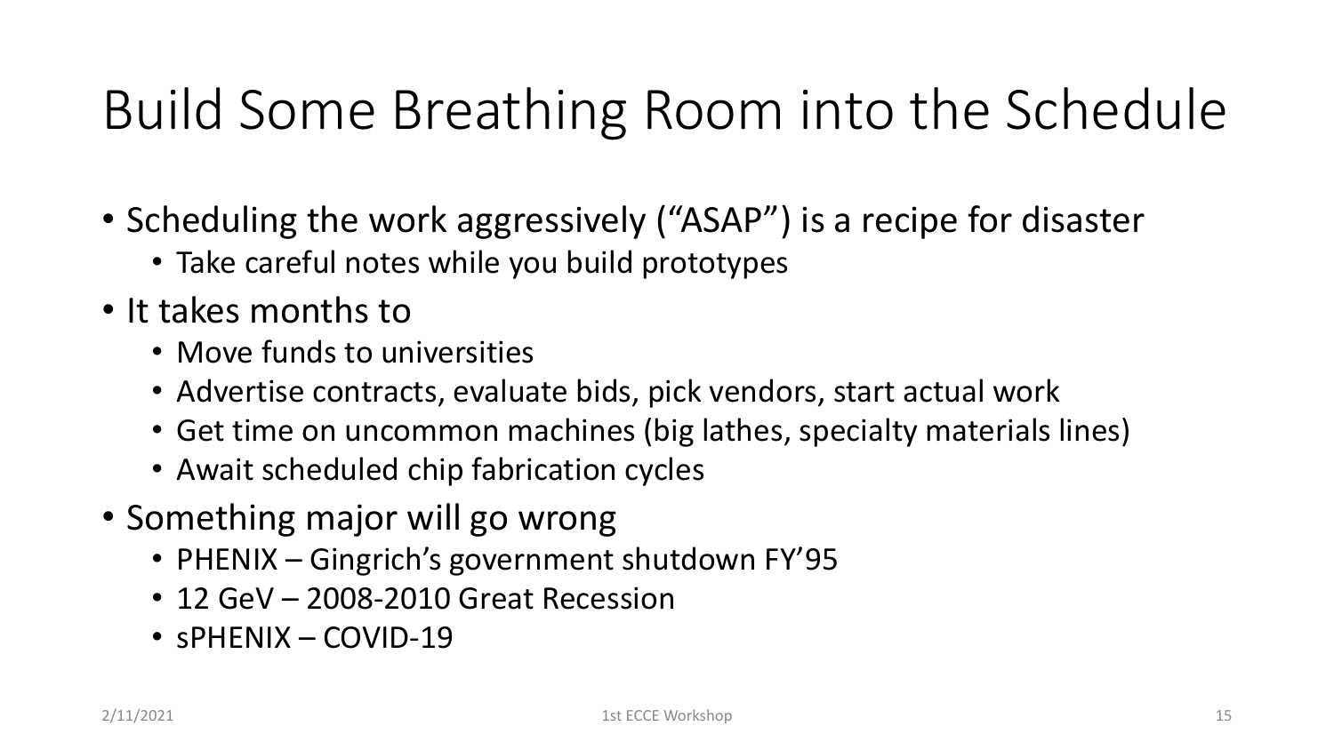# Build Some Breathing Room into the Schedule

- Scheduling the work aggressively (“ASAP”) is a recipe for disaster
  - Take careful notes while you build prototypes
- It takes months to
  - Move funds to universities
  - Advertise contracts, evaluate bids, pick vendors, start actual work
  - Get time on uncommon machines (big lathes, specialty materials lines)
  - Await scheduled chip fabrication cycles
- Something major will go wrong
  - PHENIX – Gingrich’s government shutdown FY’95
  - 12 GeV – 2008-2010 Great Recession
  - sPHENIX – COVID-19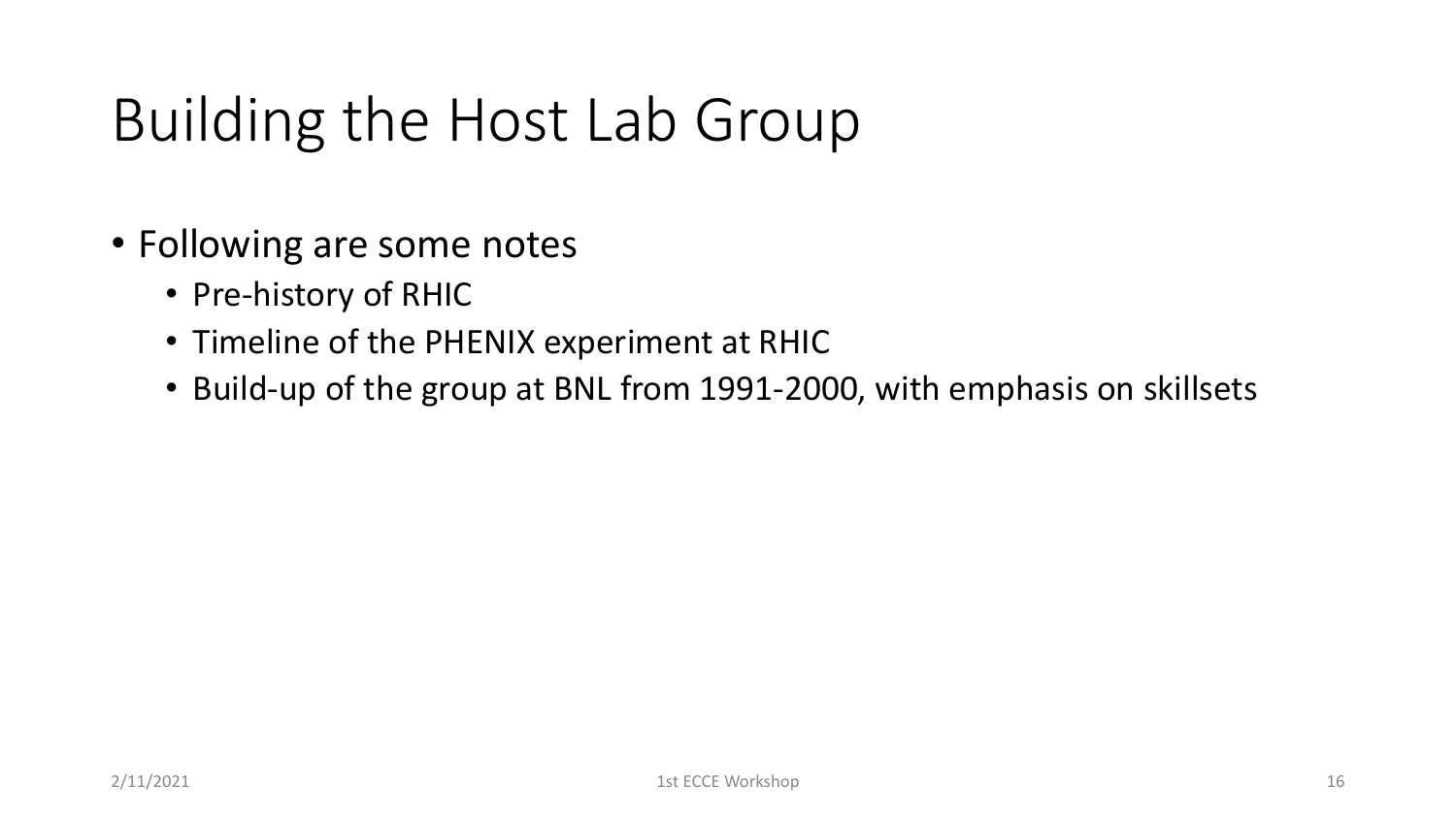# Building the Host Lab Group

- Following are some notes
  - Pre-history of RHIC
  - Timeline of the PHENIX experiment at RHIC
  - Build-up of the group at BNL from 1991-2000, with emphasis on skillsets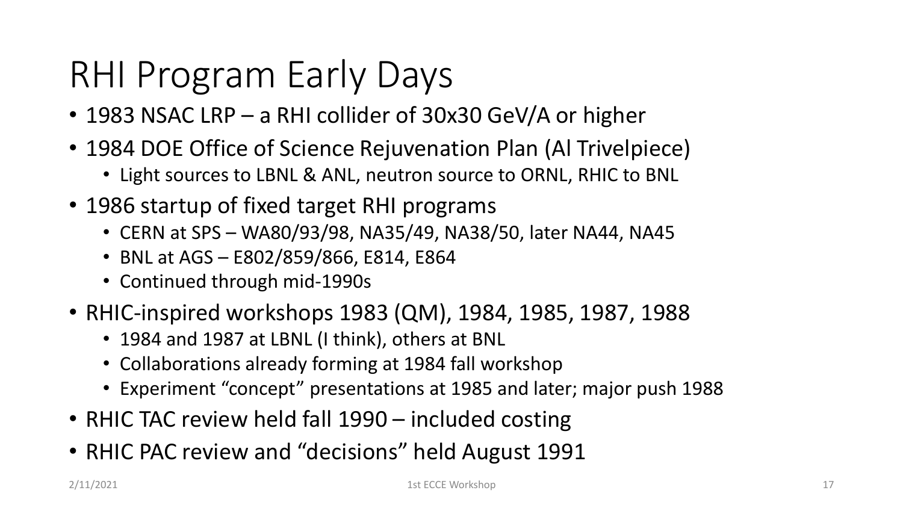# RHI Program Early Days

- 1983 NSAC LRP – a RHI collider of 30x30 GeV/A or higher
- 1984 DOE Office of Science Rejuvenation Plan (Al Trivelpiece)
  - Light sources to LBNL & ANL, neutron source to ORNL, RHIC to BNL
- 1986 startup of fixed target RHI programs
  - CERN at SPS – WA80/93/98, NA35/49, NA38/50, later NA44, NA45
  - BNL at AGS – E802/859/866, E814, E864
  - Continued through mid-1990s
- RHIC-inspired workshops 1983 (QM), 1984, 1985, 1987, 1988
  - 1984 and 1987 at LBNL (I think), others at BNL
  - Collaborations already forming at 1984 fall workshop
  - Experiment "concept" presentations at 1985 and later; major push 1988
- RHIC TAC review held fall 1990 – included costing
- RHIC PAC review and "decisions" held August 1991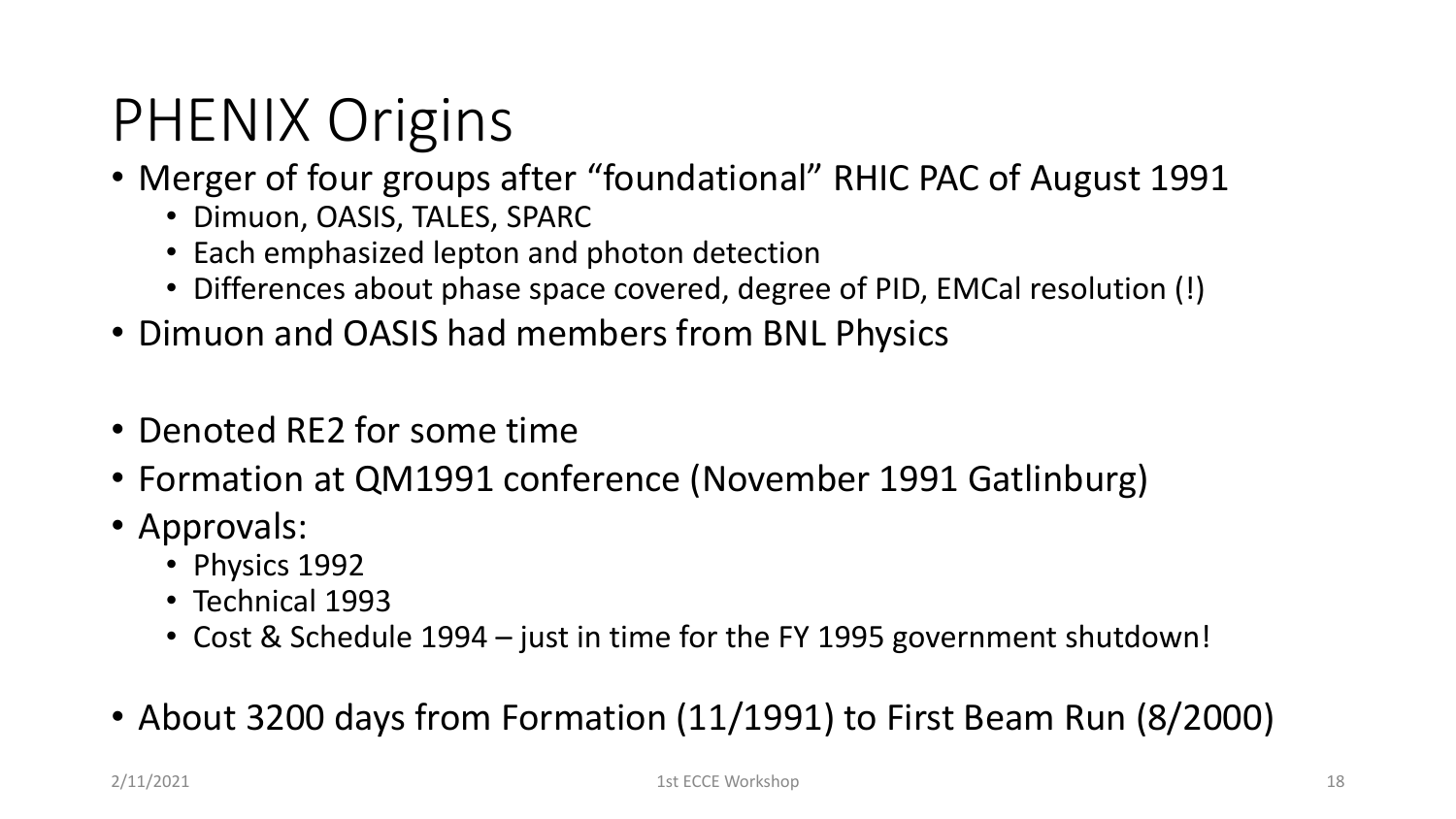# PHENIX Origins

- Merger of four groups after "foundational" RHIC PAC of August 1991
  - Dimuon, OASIS, TALES, SPARC
  - Each emphasized lepton and photon detection
  - Differences about phase space covered, degree of PID, EMCal resolution (!)
- Dimuon and OASIS had members from BNL Physics

- Denoted RE2 for some time
- Formation at QM1991 conference (November 1991 Gatlinburg)
- Approvals:
  - Physics 1992
  - Technical 1993
  - Cost & Schedule 1994 – just in time for the FY 1995 government shutdown!

- About 3200 days from Formation (11/1991) to First Beam Run (8/2000)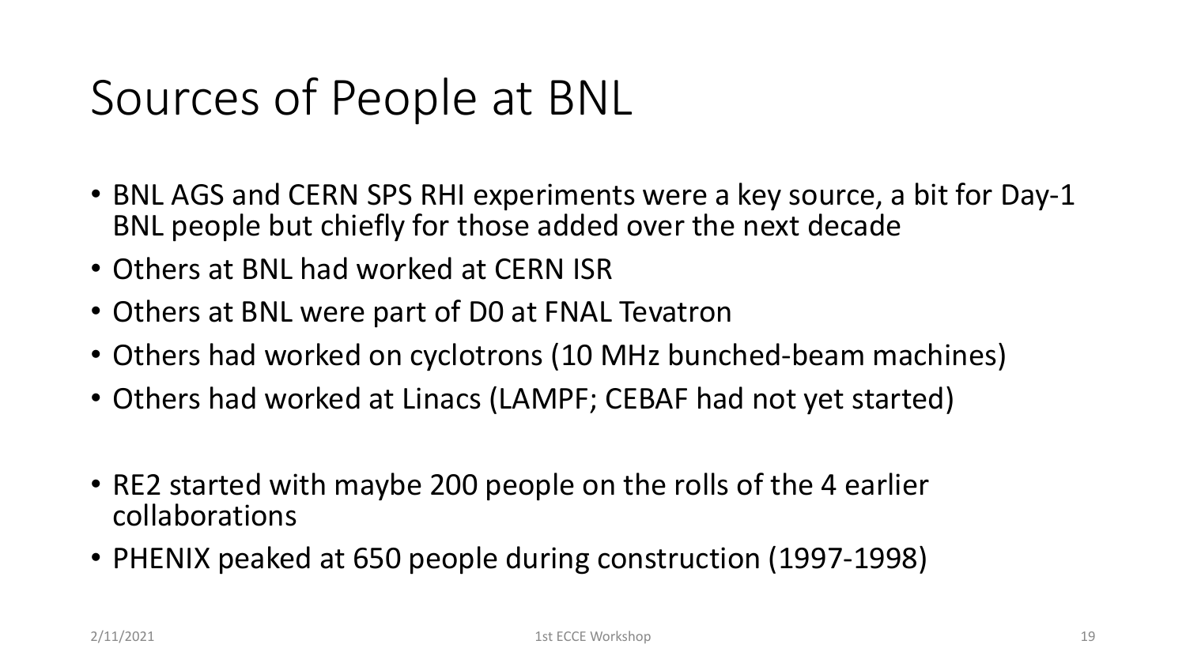# Sources of People at BNL

- BNL AGS and CERN SPS RHI experiments were a key source, a bit for Day-1 BNL people but chiefly for those added over the next decade
- Others at BNL had worked at CERN ISR
- Others at BNL were part of D0 at FNAL Tevatron
- Others had worked on cyclotrons (10 MHz bunched-beam machines)
- Others had worked at Linacs (LAMPF; CEBAF had not yet started)

- RE2 started with maybe 200 people on the rolls of the 4 earlier collaborations
- PHENIX peaked at 650 people during construction (1997-1998)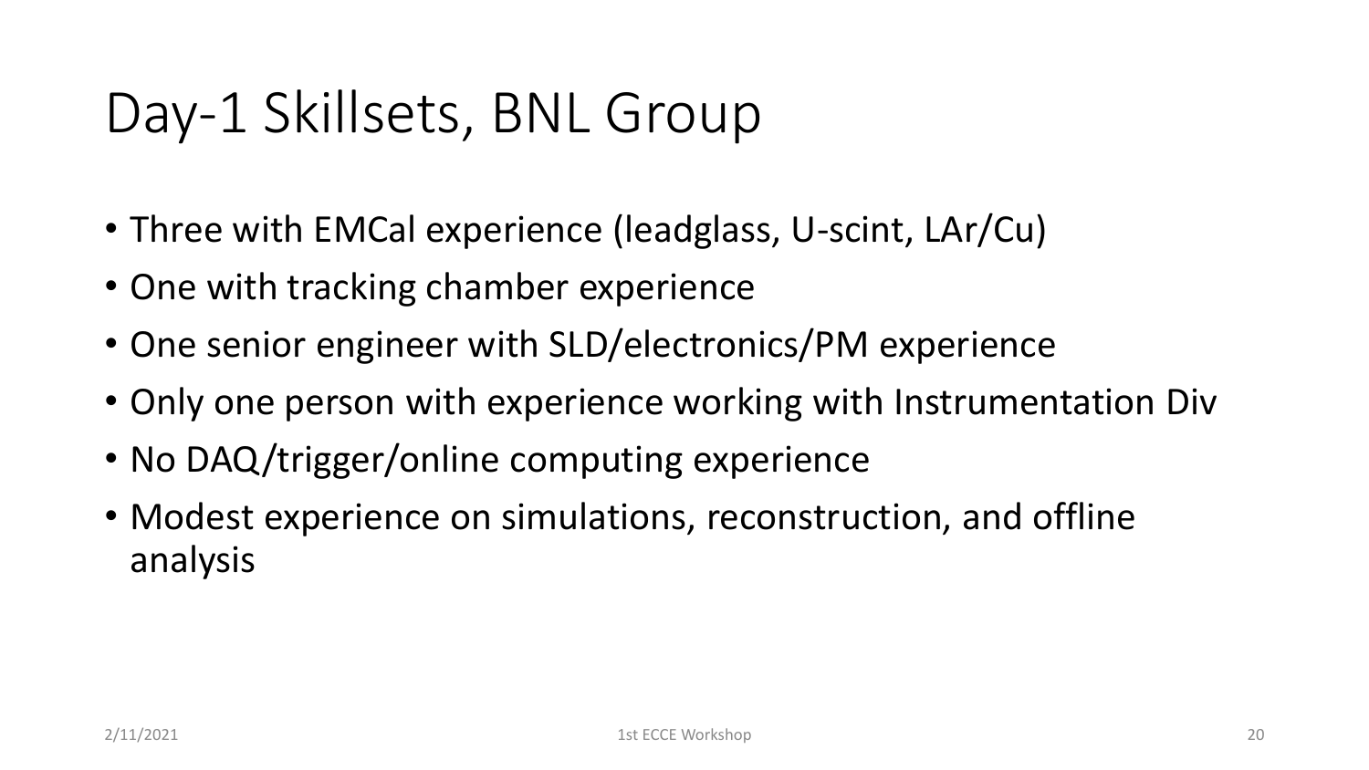# Day-1 Skillsets, BNL Group

- Three with EMCal experience (leadglass, U-scint, LAr/Cu)
- One with tracking chamber experience
- One senior engineer with SLD/electronics/PM experience
- Only one person with experience working with Instrumentation Div
- No DAQ/trigger/online computing experience
- Modest experience on simulations, reconstruction, and offline analysis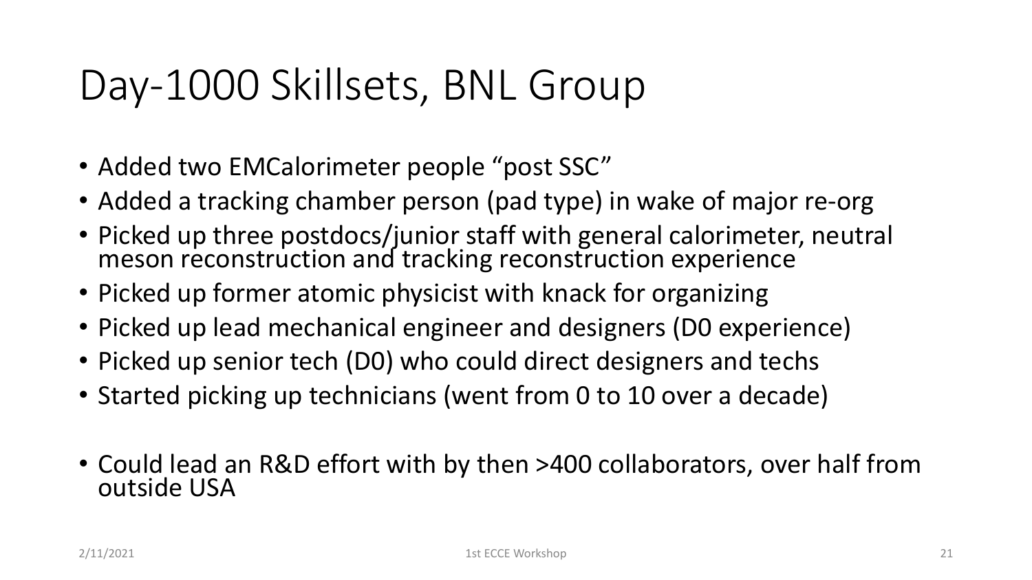# Day-1000 Skillsets, BNL Group

- Added two EMCalorimeter people "post SSC"
- Added a tracking chamber person (pad type) in wake of major re-org
- Picked up three postdocs/junior staff with general calorimeter, neutral meson reconstruction and tracking reconstruction experience
- Picked up former atomic physicist with knack for organizing
- Picked up lead mechanical engineer and designers (D0 experience)
- Picked up senior tech (D0) who could direct designers and techs
- Started picking up technicians (went from 0 to 10 over a decade)

- Could lead an R&D effort with by then >400 collaborators, over half from outside USA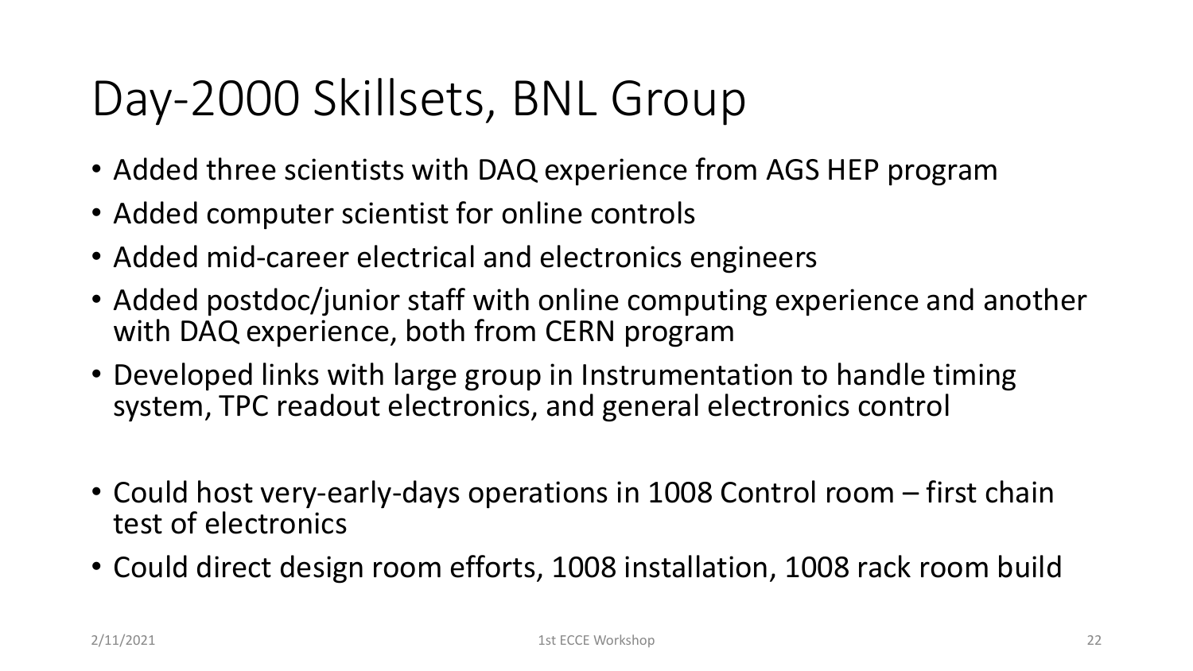# Day-2000 Skillsets, BNL Group

- Added three scientists with DAQ experience from AGS HEP program
- Added computer scientist for online controls
- Added mid-career electrical and electronics engineers
- Added postdoc/junior staff with online computing experience and another with DAQ experience, both from CERN program
- Developed links with large group in Instrumentation to handle timing system, TPC readout electronics, and general electronics control

- Could host very-early-days operations in 1008 Control room – first chain test of electronics
- Could direct design room efforts, 1008 installation, 1008 rack room build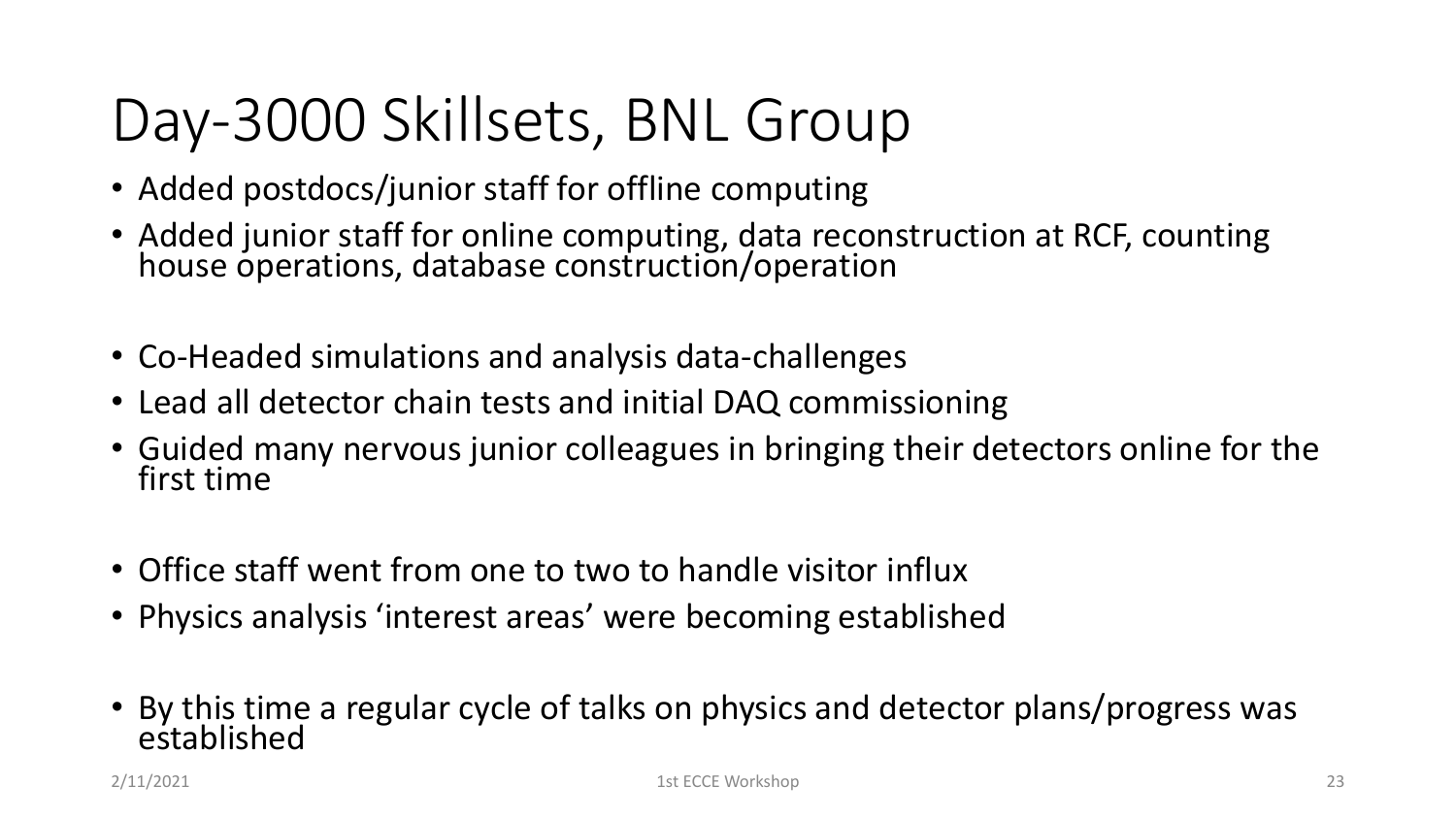# Day-3000 Skillsets, BNL Group

- Added postdocs/junior staff for offline computing
- Added junior staff for online computing, data reconstruction at RCF, counting house operations, database construction/operation

- Co-Headed simulations and analysis data-challenges
- Lead all detector chain tests and initial DAQ commissioning
- Guided many nervous junior colleagues in bringing their detectors online for the first time

- Office staff went from one to two to handle visitor influx
- Physics analysis 'interest areas' were becoming established

- By this time a regular cycle of talks on physics and detector plans/progress was established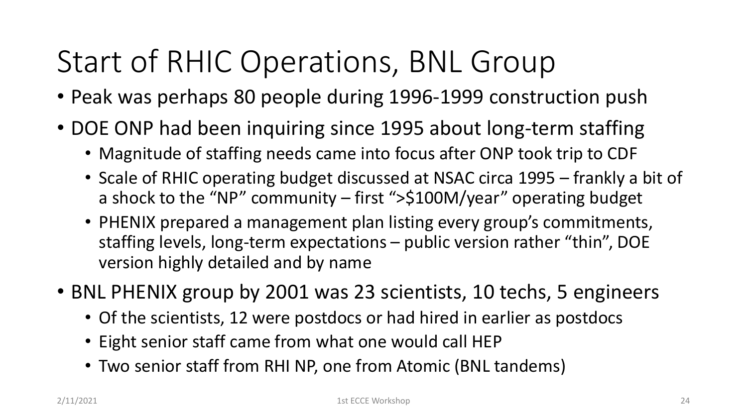# Start of RHIC Operations, BNL Group

- Peak was perhaps 80 people during 1996-1999 construction push
- DOE ONP had been inquiring since 1995 about long-term staffing
  - Magnitude of staffing needs came into focus after ONP took trip to CDF
  - Scale of RHIC operating budget discussed at NSAC circa 1995 – frankly a bit of a shock to the "NP" community – first ">$100M/year" operating budget
  - PHENIX prepared a management plan listing every group's commitments, staffing levels, long-term expectations – public version rather "thin", DOE version highly detailed and by name
- BNL PHENIX group by 2001 was 23 scientists, 10 techs, 5 engineers
  - Of the scientists, 12 were postdocs or had hired in earlier as postdocs
  - Eight senior staff came from what one would call HEP
  - Two senior staff from RHI NP, one from Atomic (BNL tandems)